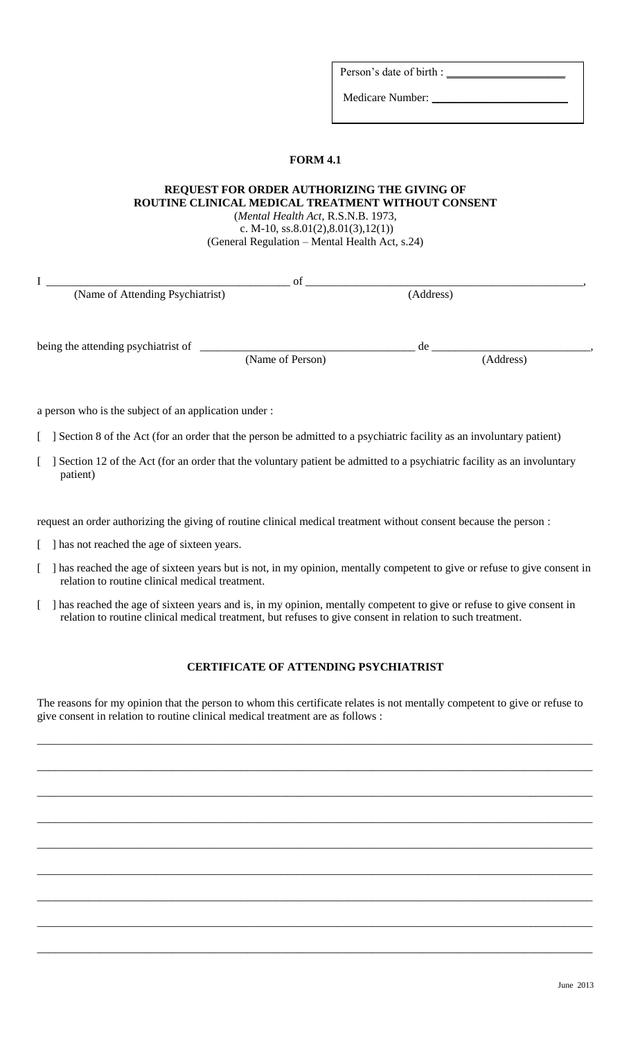Person's date of birth : ____________________

Medicare Number: ______________________

**FORM 4.1**

**REQUEST FOR ORDER AUTHORIZING THE GIVING OF ROUTINE CLINICAL MEDICAL TREATMENT WITHOUT CONSENT**

(*Mental Health Act*, R.S.N.B. 1973, c. M-10, ss.8.01(2),8.01(3),12(1))
(General Regulation – Mental Health Act, s.24)

I ________________________________________ of ______________________________________________,
(Name of Attending Psychiatrist) (Address)

being the attending psychiatrist of ___________________________________ de ___________________________,
(Name of Person) (Address)

a person who is the subject of an application under :

[ ] Section 8 of the Act (for an order that the person be admitted to a psychiatric facility as an involuntary patient)

[ ] Section 12 of the Act (for an order that the voluntary patient be admitted to a psychiatric facility as an involuntary patient)

request an order authorizing the giving of routine clinical medical treatment without consent because the person :

[ ] has not reached the age of sixteen years.

[ ] has reached the age of sixteen years but is not, in my opinion, mentally competent to give or refuse to give consent in relation to routine clinical medical treatment.

[ ] has reached the age of sixteen years and is, in my opinion, mentally competent to give or refuse to give consent in relation to routine clinical medical treatment, but refuses to give consent in relation to such treatment.

**CERTIFICATE OF ATTENDING PSYCHIATRIST**

The reasons for my opinion that the person to whom this certificate relates is not mentally competent to give or refuse to give consent in relation to routine clinical medical treatment are as follows :

_____________________________________________________________________________________________

_____________________________________________________________________________________________

_____________________________________________________________________________________________

_____________________________________________________________________________________________

_____________________________________________________________________________________________

_____________________________________________________________________________________________

_____________________________________________________________________________________________

_____________________________________________________________________________________________

_____________________________________________________________________________________________

June 2013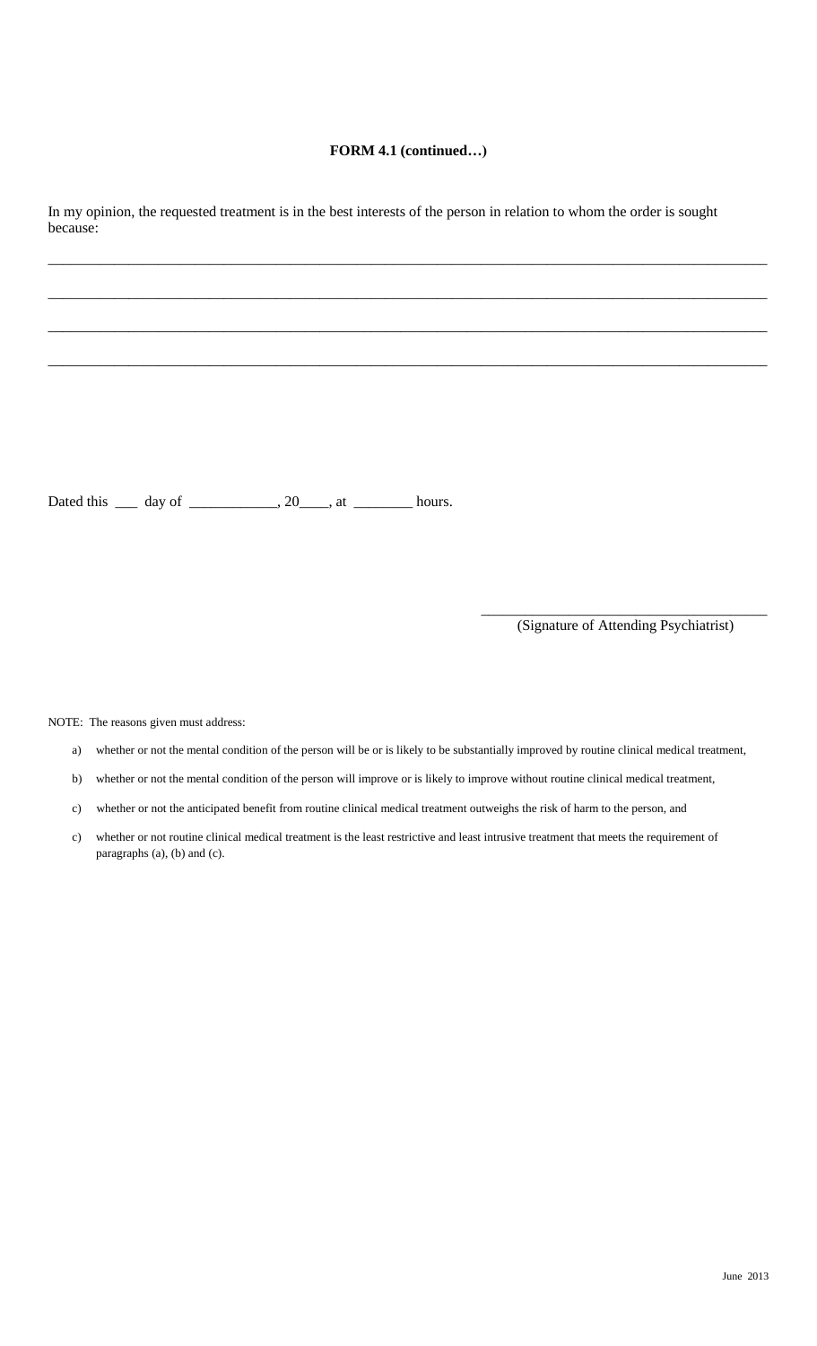**FORM 4.1 (continued…)**

In my opinion, the requested treatment is in the best interests of the person in relation to whom the order is sought because:

________________________________________________________________________________________________

________________________________________________________________________________________________

________________________________________________________________________________________________

________________________________________________________________________________________________

Dated this ___ day of ____________, 20____, at ________ hours.

______________________________________
(Signature of Attending Psychiatrist)

NOTE: The reasons given must address:

a) whether or not the mental condition of the person will be or is likely to be substantially improved by routine clinical medical treatment,

b) whether or not the mental condition of the person will improve or is likely to improve without routine clinical medical treatment,

c) whether or not the anticipated benefit from routine clinical medical treatment outweighs the risk of harm to the person, and

c) whether or not routine clinical medical treatment is the least restrictive and least intrusive treatment that meets the requirement of paragraphs (a), (b) and (c).

June 2013